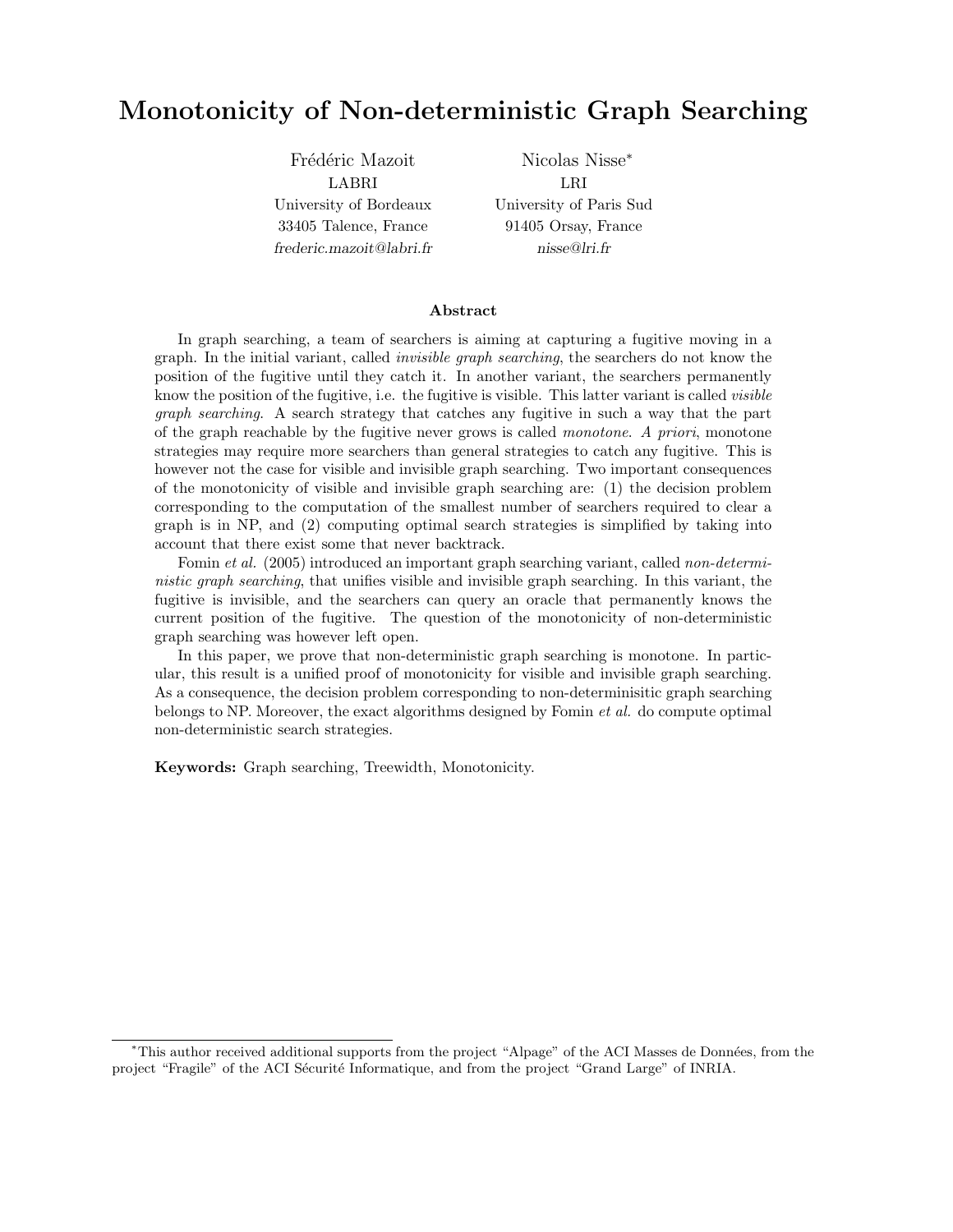# Monotonicity of Non-deterministic Graph Searching

Frédéric Mazoit
LABRI
University of Bordeaux
33405 Talence, France
*frederic.mazoit@labri.fr*

Nicolas Nisse*
LRI
University of Paris Sud
91405 Orsay, France
*nisse@lri.fr*

### Abstract

In graph searching, a team of searchers is aiming at capturing a fugitive moving in a graph. In the initial variant, called *invisible graph searching*, the searchers do not know the position of the fugitive until they catch it. In another variant, the searchers permanently know the position of the fugitive, i.e. the fugitive is visible. This latter variant is called *visible graph searching*. A search strategy that catches any fugitive in such a way that the part of the graph reachable by the fugitive never grows is called *monotone*. *A priori*, monotone strategies may require more searchers than general strategies to catch any fugitive. This is however not the case for visible and invisible graph searching. Two important consequences of the monotonicity of visible and invisible graph searching are: (1) the decision problem corresponding to the computation of the smallest number of searchers required to clear a graph is in NP, and (2) computing optimal search strategies is simplified by taking into account that there exist some that never backtrack.

Fomin *et al.* (2005) introduced an important graph searching variant, called *non-deterministic graph searching*, that unifies visible and invisible graph searching. In this variant, the fugitive is invisible, and the searchers can query an oracle that permanently knows the current position of the fugitive. The question of the monotonicity of non-deterministic graph searching was however left open.

In this paper, we prove that non-deterministic graph searching is monotone. In particular, this result is a unified proof of monotonicity for visible and invisible graph searching. As a consequence, the decision problem corresponding to non-determinisitic graph searching belongs to NP. Moreover, the exact algorithms designed by Fomin *et al.* do compute optimal non-deterministic search strategies.

**Keywords:** Graph searching, Treewidth, Monotonicity.

*This author received additional supports from the project "Alpage" of the ACI Masses de Données, from the project "Fragile" of the ACI Sécurité Informatique, and from the project "Grand Large" of INRIA.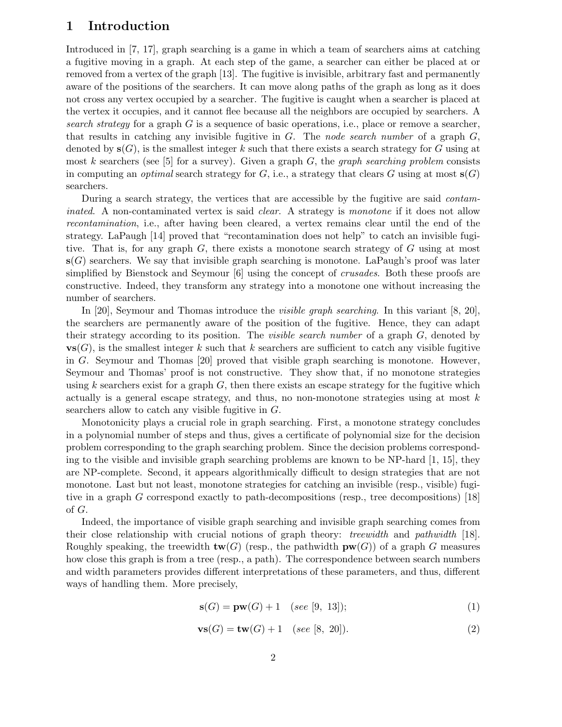# 1 Introduction

Introduced in [7, 17], graph searching is a game in which a team of searchers aims at catching a fugitive moving in a graph. At each step of the game, a searcher can either be placed at or removed from a vertex of the graph [13]. The fugitive is invisible, arbitrary fast and permanently aware of the positions of the searchers. It can move along paths of the graph as long as it does not cross any vertex occupied by a searcher. The fugitive is caught when a searcher is placed at the vertex it occupies, and it cannot flee because all the neighbors are occupied by searchers. A *search strategy* for a graph $G$ is a sequence of basic operations, i.e., place or remove a searcher, that results in catching any invisible fugitive in $G$. The *node search number* of a graph $G$, denoted by $\mathbf{s}(G)$, is the smallest integer $k$ such that there exists a search strategy for $G$ using at most $k$ searchers (see [5] for a survey). Given a graph $G$, the *graph searching problem* consists in computing an *optimal* search strategy for $G$, i.e., a strategy that clears $G$ using at most $\mathbf{s}(G)$ searchers.

During a search strategy, the vertices that are accessible by the fugitive are said *contaminated*. A non-contaminated vertex is said *clear*. A strategy is *monotone* if it does not allow *recontamination*, i.e., after having been cleared, a vertex remains clear until the end of the strategy. LaPaugh [14] proved that "recontamination does not help" to catch an invisible fugitive. That is, for any graph $G$, there exists a monotone search strategy of $G$ using at most $\mathbf{s}(G)$ searchers. We say that invisible graph searching is monotone. LaPaugh's proof was later simplified by Bienstock and Seymour [6] using the concept of *crusades*. Both these proofs are constructive. Indeed, they transform any strategy into a monotone one without increasing the number of searchers.

In [20], Seymour and Thomas introduce the *visible graph searching*. In this variant [8, 20], the searchers are permanently aware of the position of the fugitive. Hence, they can adapt their strategy according to its position. The *visible search number* of a graph $G$, denoted by $\mathbf{vs}(G)$, is the smallest integer $k$ such that $k$ searchers are sufficient to catch any visible fugitive in $G$. Seymour and Thomas [20] proved that visible graph searching is monotone. However, Seymour and Thomas' proof is not constructive. They show that, if no monotone strategies using $k$ searchers exist for a graph $G$, then there exists an escape strategy for the fugitive which actually is a general escape strategy, and thus, no non-monotone strategies using at most $k$ searchers allow to catch any visible fugitive in $G$.

Monotonicity plays a crucial role in graph searching. First, a monotone strategy concludes in a polynomial number of steps and thus, gives a certificate of polynomial size for the decision problem corresponding to the graph searching problem. Since the decision problems corresponding to the visible and invisible graph searching problems are known to be NP-hard [1, 15], they are NP-complete. Second, it appears algorithmically difficult to design strategies that are not monotone. Last but not least, monotone strategies for catching an invisible (resp., visible) fugitive in a graph $G$ correspond exactly to path-decompositions (resp., tree decompositions) [18] of $G$.

Indeed, the importance of visible graph searching and invisible graph searching comes from their close relationship with crucial notions of graph theory: *treewidth* and *pathwidth* [18]. Roughly speaking, the treewidth $\mathbf{tw}(G)$ (resp., the pathwidth $\mathbf{pw}(G)$) of a graph $G$ measures how close this graph is from a tree (resp., a path). The correspondence between search numbers and width parameters provides different interpretations of these parameters, and thus, different ways of handling them. More precisely,

$$\mathbf{s}(G) = \mathbf{pw}(G) + 1 \quad (\textit{see } [9,\ 13]); \tag{1}$$

$$\mathbf{vs}(G) = \mathbf{tw}(G) + 1 \quad (\textit{see } [8,\ 20]). \tag{2}$$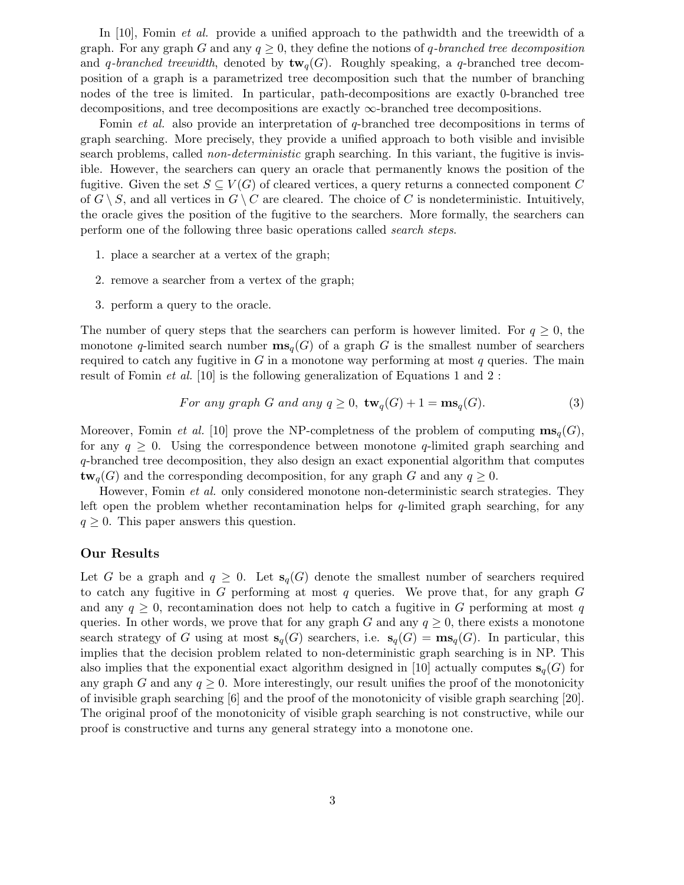In [10], Fomin *et al.* provide a unified approach to the pathwidth and the treewidth of a graph. For any graph $G$ and any $q \geq 0$, they define the notions of *$q$-branched tree decomposition* and *$q$-branched treewidth*, denoted by $\mathbf{tw}_q(G)$. Roughly speaking, a $q$-branched tree decomposition of a graph is a parametrized tree decomposition such that the number of branching nodes of the tree is limited. In particular, path-decompositions are exactly 0-branched tree decompositions, and tree decompositions are exactly $\infty$-branched tree decompositions.

Fomin *et al.* also provide an interpretation of $q$-branched tree decompositions in terms of graph searching. More precisely, they provide a unified approach to both visible and invisible search problems, called *non-deterministic* graph searching. In this variant, the fugitive is invisible. However, the searchers can query an oracle that permanently knows the position of the fugitive. Given the set $S \subseteq V(G)$ of cleared vertices, a query returns a connected component $C$ of $G \setminus S$, and all vertices in $G \setminus C$ are cleared. The choice of $C$ is nondeterministic. Intuitively, the oracle gives the position of the fugitive to the searchers. More formally, the searchers can perform one of the following three basic operations called *search steps*.

1. place a searcher at a vertex of the graph;
2. remove a searcher from a vertex of the graph;
3. perform a query to the oracle.

The number of query steps that the searchers can perform is however limited. For $q \geq 0$, the monotone $q$-limited search number $\mathbf{ms}_q(G)$ of a graph $G$ is the smallest number of searchers required to catch any fugitive in $G$ in a monotone way performing at most $q$ queries. The main result of Fomin *et al.* [10] is the following generalization of Equations 1 and 2 :

$$\textit{For any graph } G \textit{ and any } q \geq 0,\ \mathbf{tw}_q(G) + 1 = \mathbf{ms}_q(G). \tag{3}$$

Moreover, Fomin *et al.* [10] prove the NP-completness of the problem of computing $\mathbf{ms}_q(G)$, for any $q \geq 0$. Using the correspondence between monotone $q$-limited graph searching and $q$-branched tree decomposition, they also design an exact exponential algorithm that computes $\mathbf{tw}_q(G)$ and the corresponding decomposition, for any graph $G$ and any $q \geq 0$.

However, Fomin *et al.* only considered monotone non-deterministic search strategies. They left open the problem whether recontamination helps for $q$-limited graph searching, for any $q \geq 0$. This paper answers this question.

### Our Results

Let $G$ be a graph and $q \geq 0$. Let $\mathbf{s}_q(G)$ denote the smallest number of searchers required to catch any fugitive in $G$ performing at most $q$ queries. We prove that, for any graph $G$ and any $q \geq 0$, recontamination does not help to catch a fugitive in $G$ performing at most $q$ queries. In other words, we prove that for any graph $G$ and any $q \geq 0$, there exists a monotone search strategy of $G$ using at most $\mathbf{s}_q(G)$ searchers, i.e. $\mathbf{s}_q(G) = \mathbf{ms}_q(G)$. In particular, this implies that the decision problem related to non-deterministic graph searching is in NP. This also implies that the exponential exact algorithm designed in [10] actually computes $\mathbf{s}_q(G)$ for any graph $G$ and any $q \geq 0$. More interestingly, our result unifies the proof of the monotonicity of invisible graph searching [6] and the proof of the monotonicity of visible graph searching [20]. The original proof of the monotonicity of visible graph searching is not constructive, while our proof is constructive and turns any general strategy into a monotone one.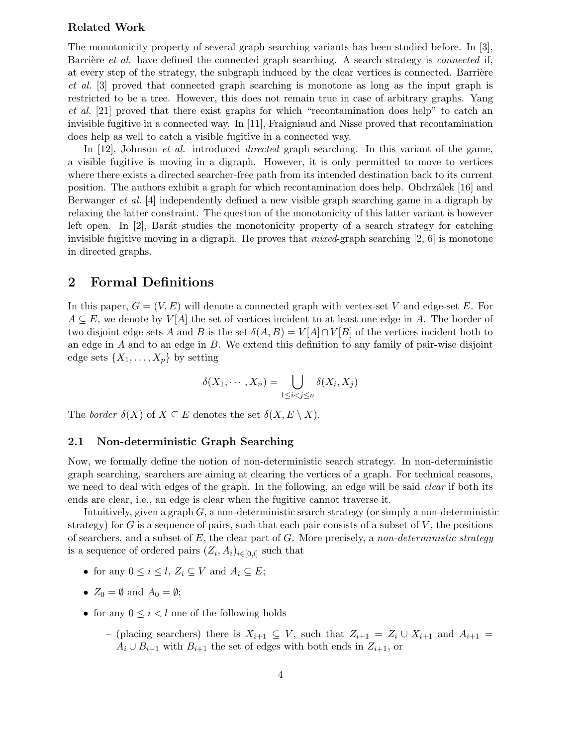**Related Work**

The monotonicity property of several graph searching variants has been studied before. In [3], Barrière *et al.* have defined the connected graph searching. A search strategy is *connected* if, at every step of the strategy, the subgraph induced by the clear vertices is connected. Barrière *et al.* [3] proved that connected graph searching is monotone as long as the input graph is restricted to be a tree. However, this does not remain true in case of arbitrary graphs. Yang *et al.* [21] proved that there exist graphs for which "recontamination does help" to catch an invisible fugitive in a connected way. In [11], Fraigniaud and Nisse proved that recontamination does help as well to catch a visible fugitive in a connected way.

In [12], Johnson *et al.* introduced *directed* graph searching. In this variant of the game, a visible fugitive is moving in a digraph. However, it is only permitted to move to vertices where there exists a directed searcher-free path from its intended destination back to its current position. The authors exhibit a graph for which recontamination does help. Obdrzálek [16] and Berwanger *et al.* [4] independently defined a new visible graph searching game in a digraph by relaxing the latter constraint. The question of the monotonicity of this latter variant is however left open. In [2], Barát studies the monotonicity property of a search strategy for catching invisible fugitive moving in a digraph. He proves that *mixed*-graph searching [2, 6] is monotone in directed graphs.

## 2 Formal Definitions

In this paper, $G = (V, E)$ will denote a connected graph with vertex-set $V$ and edge-set $E$. For $A \subseteq E$, we denote by $V[A]$ the set of vertices incident to at least one edge in $A$. The border of two disjoint edge sets $A$ and $B$ is the set $\delta(A, B) = V[A] \cap V[B]$ of the vertices incident both to an edge in $A$ and to an edge in $B$. We extend this definition to any family of pair-wise disjoint edge sets $\{X_1, \ldots, X_p\}$ by setting

$$\delta(X_1, \cdots, X_n) = \bigcup_{1 \leq i < j \leq n} \delta(X_i, X_j)$$

The *border* $\delta(X)$ of $X \subseteq E$ denotes the set $\delta(X, E \setminus X)$.

### 2.1 Non-deterministic Graph Searching

Now, we formally define the notion of non-deterministic search strategy. In non-deterministic graph searching, searchers are aiming at clearing the vertices of a graph. For technical reasons, we need to deal with edges of the graph. In the following, an edge will be said *clear* if both its ends are clear, i.e., an edge is clear when the fugitive cannot traverse it.

Intuitively, given a graph $G$, a non-deterministic search strategy (or simply a non-deterministic strategy) for $G$ is a sequence of pairs, such that each pair consists of a subset of $V$, the positions of searchers, and a subset of $E$, the clear part of $G$. More precisely, a *non-deterministic strategy* is a sequence of ordered pairs $(Z_i, A_i)_{i \in [0,l]}$ such that

- for any $0 \leq i \leq l$, $Z_i \subseteq V$ and $A_i \subseteq E$;
- $Z_0 = \emptyset$ and $A_0 = \emptyset$;
- for any $0 \leq i < l$ one of the following holds
  - (placing searchers) there is $X_{i+1} \subseteq V$, such that $Z_{i+1} = Z_i \cup X_{i+1}$ and $A_{i+1} = A_i \cup B_{i+1}$ with $B_{i+1}$ the set of edges with both ends in $Z_{i+1}$, or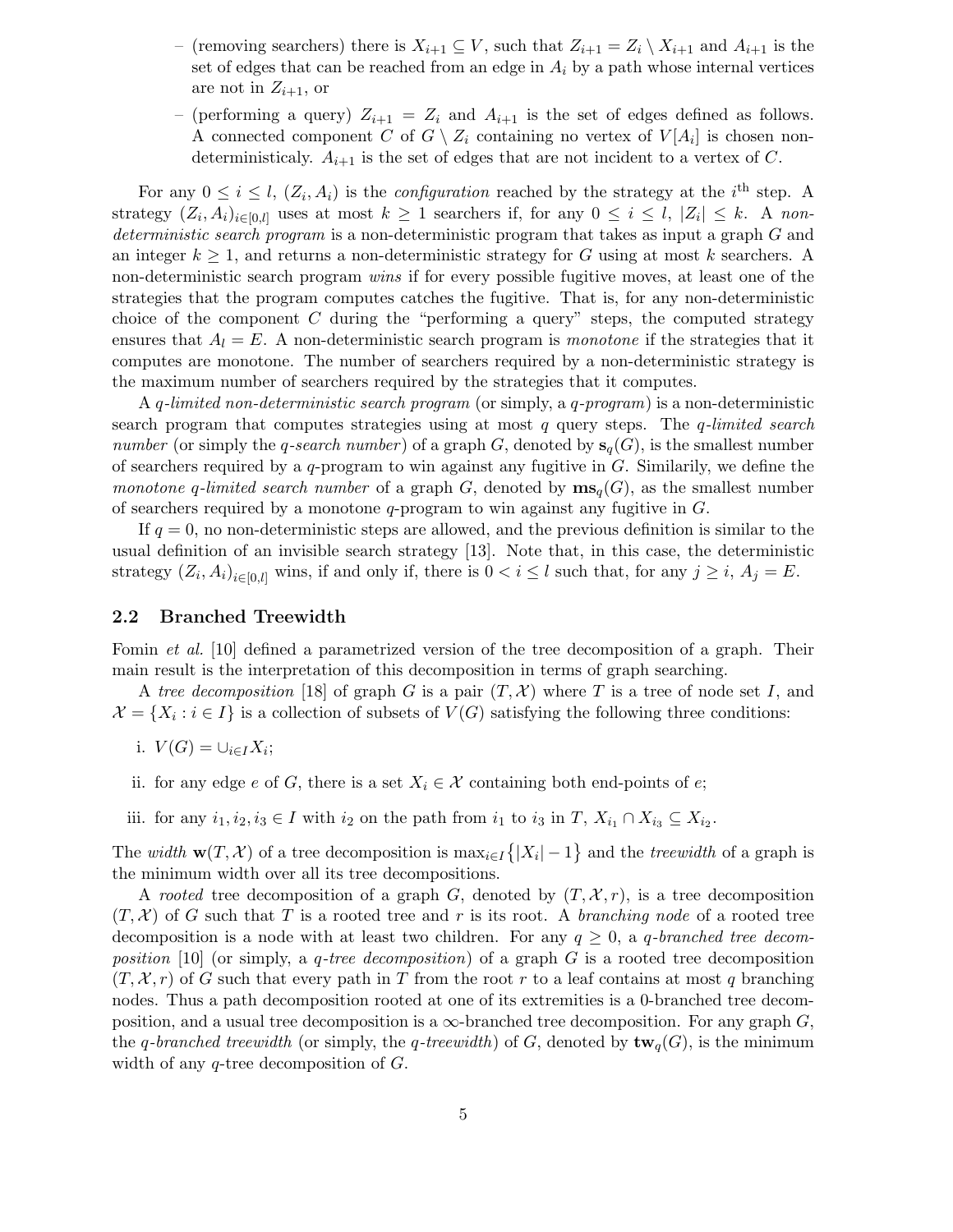- (removing searchers) there is $X_{i+1} \subseteq V$, such that $Z_{i+1} = Z_i \setminus X_{i+1}$ and $A_{i+1}$ is the set of edges that can be reached from an edge in $A_i$ by a path whose internal vertices are not in $Z_{i+1}$, or
  - (performing a query) $Z_{i+1} = Z_i$ and $A_{i+1}$ is the set of edges defined as follows. A connected component $C$ of $G \setminus Z_i$ containing no vertex of $V[A_i]$ is chosen non-deterministicaly. $A_{i+1}$ is the set of edges that are not incident to a vertex of $C$.

For any $0 \leq i \leq l$, $(Z_i, A_i)$ is the *configuration* reached by the strategy at the $i^{\text{th}}$ step. A strategy $(Z_i, A_i)_{i \in [0,l]}$ uses at most $k \geq 1$ searchers if, for any $0 \leq i \leq l$, $|Z_i| \leq k$. A *non-deterministic search program* is a non-deterministic program that takes as input a graph $G$ and an integer $k \geq 1$, and returns a non-deterministic strategy for $G$ using at most $k$ searchers. A non-deterministic search program *wins* if for every possible fugitive moves, at least one of the strategies that the program computes catches the fugitive. That is, for any non-deterministic choice of the component $C$ during the "performing a query" steps, the computed strategy ensures that $A_l = E$. A non-deterministic search program is *monotone* if the strategies that it computes are monotone. The number of searchers required by a non-deterministic strategy is the maximum number of searchers required by the strategies that it computes.

A *q-limited non-deterministic search program* (or simply, a *q-program*) is a non-deterministic search program that computes strategies using at most $q$ query steps. The *q-limited search number* (or simply the *q-search number*) of a graph $G$, denoted by $\mathbf{s}_q(G)$, is the smallest number of searchers required by a $q$-program to win against any fugitive in $G$. Similarly, we define the *monotone q-limited search number* of a graph $G$, denoted by $\mathbf{ms}_q(G)$, as the smallest number of searchers required by a monotone $q$-program to win against any fugitive in $G$.

If $q = 0$, no non-deterministic steps are allowed, and the previous definition is similar to the usual definition of an invisible search strategy [13]. Note that, in this case, the deterministic strategy $(Z_i, A_i)_{i \in [0,l]}$ wins, if and only if, there is $0 < i \leq l$ such that, for any $j \geq i$, $A_j = E$.

### 2.2 Branched Treewidth

Fomin *et al.* [10] defined a parametrized version of the tree decomposition of a graph. Their main result is the interpretation of this decomposition in terms of graph searching.

A *tree decomposition* [18] of graph $G$ is a pair $(T, \mathcal{X})$ where $T$ is a tree of node set $I$, and $\mathcal{X} = \{X_i : i \in I\}$ is a collection of subsets of $V(G)$ satisfying the following three conditions:

i. $V(G) = \cup_{i \in I} X_i$;

ii. for any edge $e$ of $G$, there is a set $X_i \in \mathcal{X}$ containing both end-points of $e$;

iii. for any $i_1, i_2, i_3 \in I$ with $i_2$ on the path from $i_1$ to $i_3$ in $T$, $X_{i_1} \cap X_{i_3} \subseteq X_{i_2}$.

The *width* $\mathbf{w}(T, \mathcal{X})$ of a tree decomposition is $\max_{i \in I}\{|X_i| - 1\}$ and the *treewidth* of a graph is the minimum width over all its tree decompositions.

A *rooted* tree decomposition of a graph $G$, denoted by $(T, \mathcal{X}, r)$, is a tree decomposition $(T, \mathcal{X})$ of $G$ such that $T$ is a rooted tree and $r$ is its root. A *branching node* of a rooted tree decomposition is a node with at least two children. For any $q \geq 0$, a *q-branched tree decomposition* [10] (or simply, a *q-tree decomposition*) of a graph $G$ is a rooted tree decomposition $(T, \mathcal{X}, r)$ of $G$ such that every path in $T$ from the root $r$ to a leaf contains at most $q$ branching nodes. Thus a path decomposition rooted at one of its extremities is a 0-branched tree decomposition, and a usual tree decomposition is a $\infty$-branched tree decomposition. For any graph $G$, the *q-branched treewidth* (or simply, the *q-treewidth*) of $G$, denoted by $\mathbf{tw}_q(G)$, is the minimum width of any $q$-tree decomposition of $G$.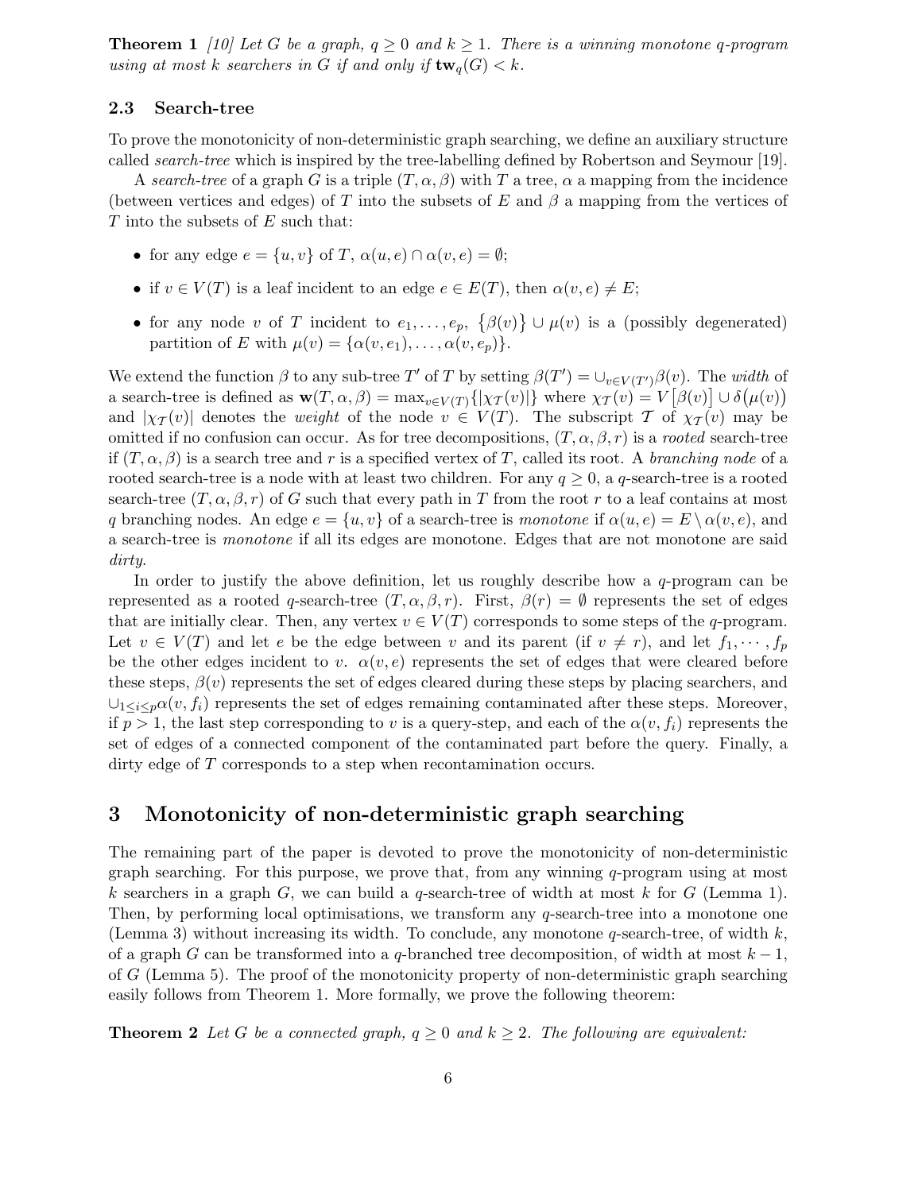**Theorem 1** *[10] Let $G$ be a graph, $q \geq 0$ and $k \geq 1$. There is a winning monotone $q$-program using at most $k$ searchers in $G$ if and only if $\mathbf{tw}_q(G) < k$.*

### 2.3 Search-tree

To prove the monotonicity of non-deterministic graph searching, we define an auxiliary structure called *search-tree* which is inspired by the tree-labelling defined by Robertson and Seymour [19].

A *search-tree* of a graph $G$ is a triple $(T, \alpha, \beta)$ with $T$ a tree, $\alpha$ a mapping from the incidence (between vertices and edges) of $T$ into the subsets of $E$ and $\beta$ a mapping from the vertices of $T$ into the subsets of $E$ such that:

- for any edge $e = \{u, v\}$ of $T$, $\alpha(u, e) \cap \alpha(v, e) = \emptyset$;
- if $v \in V(T)$ is a leaf incident to an edge $e \in E(T)$, then $\alpha(v, e) \neq E$;
- for any node $v$ of $T$ incident to $e_1, \ldots, e_p$, $\{\beta(v)\} \cup \mu(v)$ is a (possibly degenerated) partition of $E$ with $\mu(v) = \{\alpha(v, e_1), \ldots, \alpha(v, e_p)\}$.

We extend the function $\beta$ to any sub-tree $T'$ of $T$ by setting $\beta(T') = \cup_{v \in V(T')} \beta(v)$. The *width* of a search-tree is defined as $\mathbf{w}(T, \alpha, \beta) = \max_{v \in V(T)} \{|\chi_{\mathcal{T}}(v)|\}$ where $\chi_{\mathcal{T}}(v) = V\big[\beta(v)\big] \cup \delta\big(\mu(v)\big)$ and $|\chi_{\mathcal{T}}(v)|$ denotes the *weight* of the node $v \in V(T)$. The subscript $\mathcal{T}$ of $\chi_{\mathcal{T}}(v)$ may be omitted if no confusion can occur. As for tree decompositions, $(T, \alpha, \beta, r)$ is a *rooted* search-tree if $(T, \alpha, \beta)$ is a search tree and $r$ is a specified vertex of $T$, called its root. A *branching node* of a rooted search-tree is a node with at least two children. For any $q \geq 0$, a $q$-search-tree is a rooted search-tree $(T, \alpha, \beta, r)$ of $G$ such that every path in $T$ from the root $r$ to a leaf contains at most $q$ branching nodes. An edge $e = \{u, v\}$ of a search-tree is *monotone* if $\alpha(u, e) = E \setminus \alpha(v, e)$, and a search-tree is *monotone* if all its edges are monotone. Edges that are not monotone are said *dirty*.

In order to justify the above definition, let us roughly describe how a $q$-program can be represented as a rooted $q$-search-tree $(T, \alpha, \beta, r)$. First, $\beta(r) = \emptyset$ represents the set of edges that are initially clear. Then, any vertex $v \in V(T)$ corresponds to some steps of the $q$-program. Let $v \in V(T)$ and let $e$ be the edge between $v$ and its parent (if $v \neq r$), and let $f_1, \cdots, f_p$ be the other edges incident to $v$. $\alpha(v, e)$ represents the set of edges that were cleared before these steps, $\beta(v)$ represents the set of edges cleared during these steps by placing searchers, and $\cup_{1 \leq i \leq p} \alpha(v, f_i)$ represents the set of edges remaining contaminated after these steps. Moreover, if $p > 1$, the last step corresponding to $v$ is a query-step, and each of the $\alpha(v, f_i)$ represents the set of edges of a connected component of the contaminated part before the query. Finally, a dirty edge of $T$ corresponds to a step when recontamination occurs.

## 3 Monotonicity of non-deterministic graph searching

The remaining part of the paper is devoted to prove the monotonicity of non-deterministic graph searching. For this purpose, we prove that, from any winning $q$-program using at most $k$ searchers in a graph $G$, we can build a $q$-search-tree of width at most $k$ for $G$ (Lemma 1). Then, by performing local optimisations, we transform any $q$-search-tree into a monotone one (Lemma 3) without increasing its width. To conclude, any monotone $q$-search-tree, of width $k$, of a graph $G$ can be transformed into a $q$-branched tree decomposition, of width at most $k-1$, of $G$ (Lemma 5). The proof of the monotonicity property of non-deterministic graph searching easily follows from Theorem 1. More formally, we prove the following theorem:

**Theorem 2** *Let $G$ be a connected graph, $q \geq 0$ and $k \geq 2$. The following are equivalent:*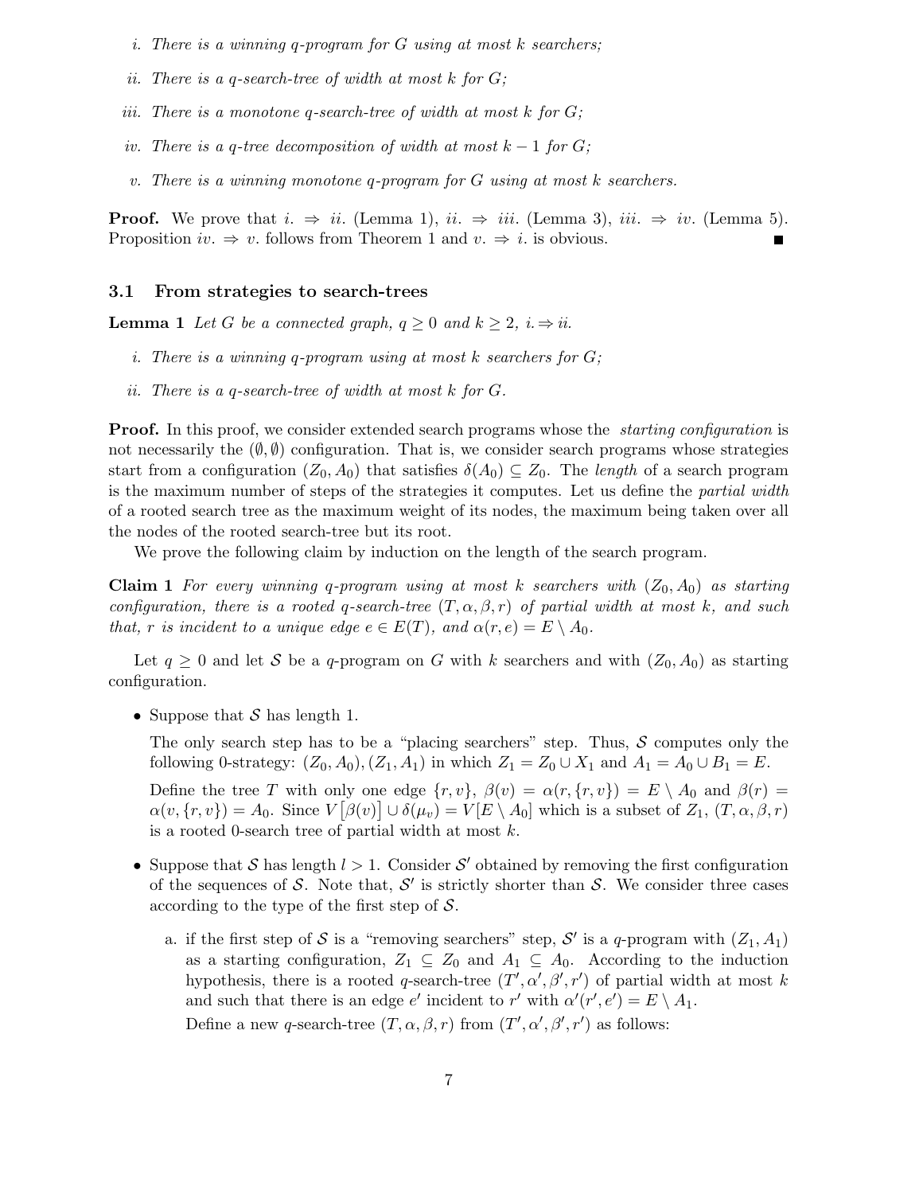*i. There is a winning q-program for G using at most k searchers;*

*ii. There is a q-search-tree of width at most k for G;*

*iii. There is a monotone q-search-tree of width at most k for G;*

*iv. There is a q-tree decomposition of width at most $k-1$ for G;*

*v. There is a winning monotone q-program for G using at most k searchers.*

**Proof.** We prove that $i. \Rightarrow ii.$ (Lemma 1), $ii. \Rightarrow iii.$ (Lemma 3), $iii. \Rightarrow iv.$ (Lemma 5). Proposition $iv. \Rightarrow v.$ follows from Theorem 1 and $v. \Rightarrow i.$ is obvious. ∎

### 3.1 From strategies to search-trees

**Lemma 1** *Let $G$ be a connected graph, $q \geq 0$ and $k \geq 2$, $i. \Rightarrow ii.$*

*i. There is a winning q-program using at most k searchers for G;*

*ii. There is a q-search-tree of width at most k for G.*

**Proof.** In this proof, we consider extended search programs whose the *starting configuration* is not necessarily the $(\emptyset, \emptyset)$ configuration. That is, we consider search programs whose strategies start from a configuration $(Z_0, A_0)$ that satisfies $\delta(A_0) \subseteq Z_0$. The *length* of a search program is the maximum number of steps of the strategies it computes. Let us define the *partial width* of a rooted search tree as the maximum weight of its nodes, the maximum being taken over all the nodes of the rooted search-tree but its root.

We prove the following claim by induction on the length of the search program.

**Claim 1** *For every winning q-program using at most k searchers with $(Z_0, A_0)$ as starting configuration, there is a rooted q-search-tree $(T, \alpha, \beta, r)$ of partial width at most k, and such that, r is incident to a unique edge $e \in E(T)$, and $\alpha(r, e) = E \setminus A_0$.*

Let $q \geq 0$ and let $\mathcal{S}$ be a $q$-program on $G$ with $k$ searchers and with $(Z_0, A_0)$ as starting configuration.

- Suppose that $\mathcal{S}$ has length 1.

  The only search step has to be a "placing searchers" step. Thus, $\mathcal{S}$ computes only the following 0-strategy: $(Z_0, A_0), (Z_1, A_1)$ in which $Z_1 = Z_0 \cup X_1$ and $A_1 = A_0 \cup B_1 = E$.

  Define the tree $T$ with only one edge $\{r, v\}$, $\beta(v) = \alpha(r, \{r, v\}) = E \setminus A_0$ and $\beta(r) = \alpha(v, \{r, v\}) = A_0$. Since $V\left[\beta(v)\right] \cup \delta(\mu_v) = V[E \setminus A_0]$ which is a subset of $Z_1$, $(T, \alpha, \beta, r)$ is a rooted 0-search tree of partial width at most $k$.

- Suppose that $\mathcal{S}$ has length $l > 1$. Consider $\mathcal{S}'$ obtained by removing the first configuration of the sequences of $\mathcal{S}$. Note that, $\mathcal{S}'$ is strictly shorter than $\mathcal{S}$. We consider three cases according to the type of the first step of $\mathcal{S}$.

  a. if the first step of $\mathcal{S}$ is a "removing searchers" step, $\mathcal{S}'$ is a $q$-program with $(Z_1, A_1)$ as a starting configuration, $Z_1 \subseteq Z_0$ and $A_1 \subseteq A_0$. According to the induction hypothesis, there is a rooted $q$-search-tree $(T', \alpha', \beta', r')$ of partial width at most $k$ and such that there is an edge $e'$ incident to $r'$ with $\alpha'(r', e') = E \setminus A_1$.

     Define a new $q$-search-tree $(T, \alpha, \beta, r)$ from $(T', \alpha', \beta', r')$ as follows: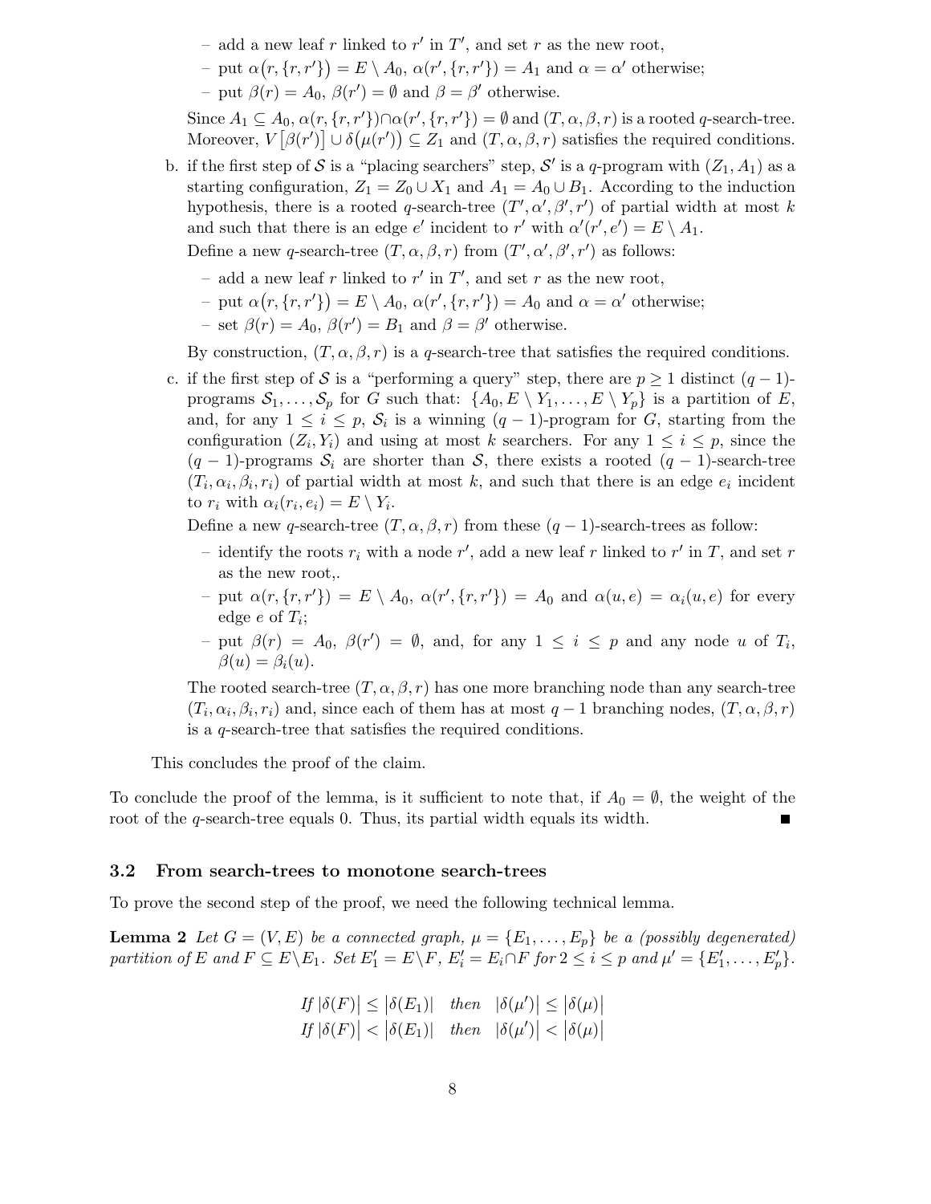- add a new leaf $r$ linked to $r'$ in $T'$, and set $r$ as the new root,
  - put $\alpha\big(r, \{r, r'\}\big) = E \setminus A_0$, $\alpha(r', \{r, r'\}) = A_1$ and $\alpha = \alpha'$ otherwise;
  - put $\beta(r) = A_0$, $\beta(r') = \emptyset$ and $\beta = \beta'$ otherwise.

  Since $A_1 \subseteq A_0$, $\alpha(r, \{r, r'\}) \cap \alpha(r', \{r, r'\}) = \emptyset$ and $(T, \alpha, \beta, r)$ is a rooted $q$-search-tree. Moreover, $V\big[\beta(r')\big] \cup \delta\big(\mu(r')\big) \subseteq Z_1$ and $(T, \alpha, \beta, r)$ satisfies the required conditions.

b. if the first step of $\mathcal{S}$ is a "placing searchers" step, $\mathcal{S}'$ is a $q$-program with $(Z_1, A_1)$ as a starting configuration, $Z_1 = Z_0 \cup X_1$ and $A_1 = A_0 \cup B_1$. According to the induction hypothesis, there is a rooted $q$-search-tree $(T', \alpha', \beta', r')$ of partial width at most $k$ and such that there is an edge $e'$ incident to $r'$ with $\alpha'(r', e') = E \setminus A_1$.

   Define a new $q$-search-tree $(T, \alpha, \beta, r)$ from $(T', \alpha', \beta', r')$ as follows:

   - add a new leaf $r$ linked to $r'$ in $T'$, and set $r$ as the new root,
   - put $\alpha\big(r, \{r, r'\}\big) = E \setminus A_0$, $\alpha(r', \{r, r'\}) = A_0$ and $\alpha = \alpha'$ otherwise;
   - set $\beta(r) = A_0$, $\beta(r') = B_1$ and $\beta = \beta'$ otherwise.

   By construction, $(T, \alpha, \beta, r)$ is a $q$-search-tree that satisfies the required conditions.

c. if the first step of $\mathcal{S}$ is a "performing a query" step, there are $p \geq 1$ distinct $(q-1)$-programs $\mathcal{S}_1, \ldots, \mathcal{S}_p$ for $G$ such that: $\{A_0, E \setminus Y_1, \ldots, E \setminus Y_p\}$ is a partition of $E$, and, for any $1 \leq i \leq p$, $\mathcal{S}_i$ is a winning $(q-1)$-program for $G$, starting from the configuration $(Z_i, Y_i)$ and using at most $k$ searchers. For any $1 \leq i \leq p$, since the $(q-1)$-programs $\mathcal{S}_i$ are shorter than $\mathcal{S}$, there exists a rooted $(q-1)$-search-tree $(T_i, \alpha_i, \beta_i, r_i)$ of partial width at most $k$, and such that there is an edge $e_i$ incident to $r_i$ with $\alpha_i(r_i, e_i) = E \setminus Y_i$.

   Define a new $q$-search-tree $(T, \alpha, \beta, r)$ from these $(q-1)$-search-trees as follow:

   - identify the roots $r_i$ with a node $r'$, add a new leaf $r$ linked to $r'$ in $T$, and set $r$ as the new root,.
   - put $\alpha(r, \{r, r'\}) = E \setminus A_0$, $\alpha(r', \{r, r'\}) = A_0$ and $\alpha(u, e) = \alpha_i(u, e)$ for every edge $e$ of $T_i$;
   - put $\beta(r) = A_0$, $\beta(r') = \emptyset$, and, for any $1 \leq i \leq p$ and any node $u$ of $T_i$, $\beta(u) = \beta_i(u)$.

   The rooted search-tree $(T, \alpha, \beta, r)$ has one more branching node than any search-tree $(T_i, \alpha_i, \beta_i, r_i)$ and, since each of them has at most $q-1$ branching nodes, $(T, \alpha, \beta, r)$ is a $q$-search-tree that satisfies the required conditions.

This concludes the proof of the claim.

To conclude the proof of the lemma, is it sufficient to note that, if $A_0 = \emptyset$, the weight of the root of the $q$-search-tree equals 0. Thus, its partial width equals its width. ∎

### 3.2 From search-trees to monotone search-trees

To prove the second step of the proof, we need the following technical lemma.

**Lemma 2** *Let $G = (V, E)$ be a connected graph, $\mu = \{E_1, \ldots, E_p\}$ be a (possibly degenerated) partition of $E$ and $F \subseteq E \setminus E_1$. Set $E'_1 = E \setminus F$, $E'_i = E_i \cap F$ for $2 \leq i \leq p$ and $\mu' = \{E'_1, \ldots, E'_p\}$.*

$$\text{If } \big|\delta(F)\big| \leq \big|\delta(E_1)\big| \quad \text{then} \quad \big|\delta(\mu')\big| \leq \big|\delta(\mu)\big|$$
$$\text{If } \big|\delta(F)\big| < \big|\delta(E_1)\big| \quad \text{then} \quad \big|\delta(\mu')\big| < \big|\delta(\mu)\big|$$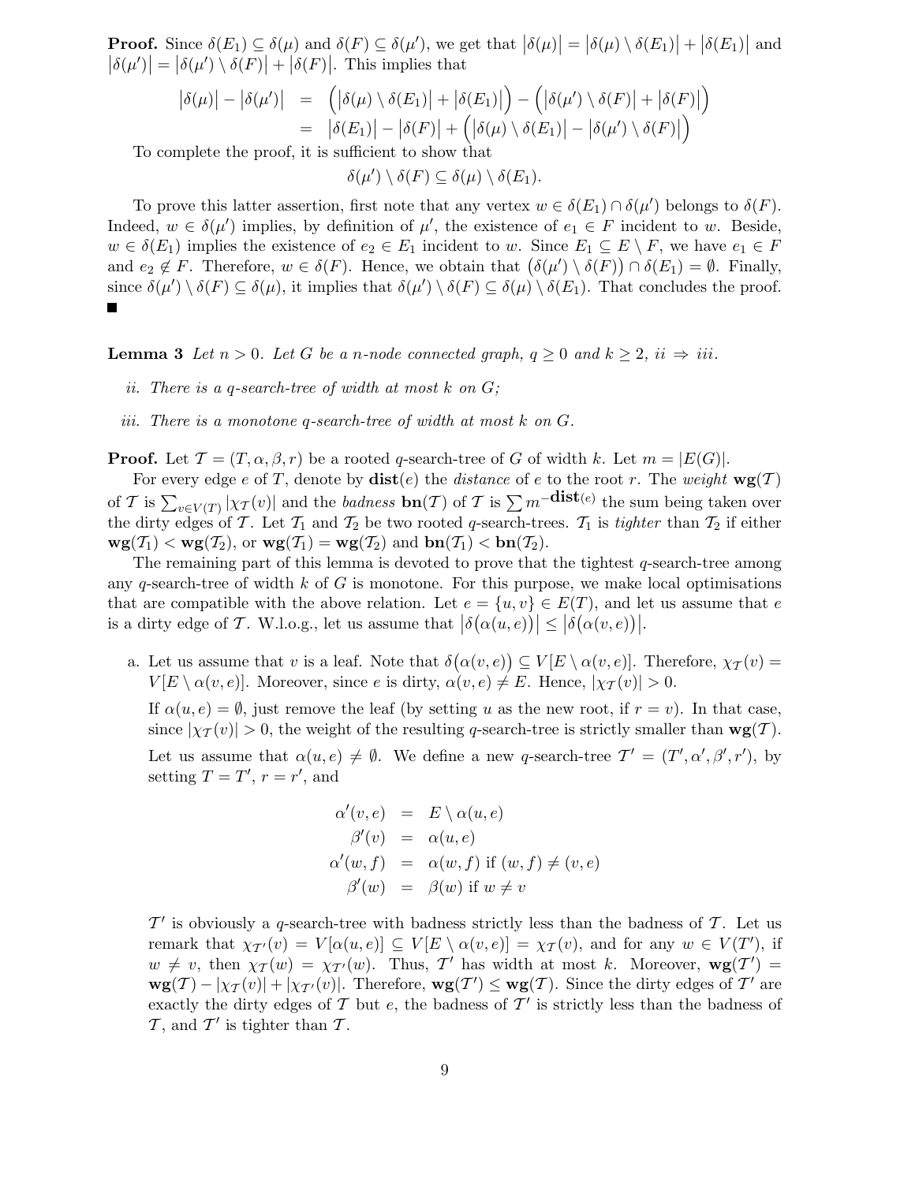**Proof.** Since $\delta(E_1) \subseteq \delta(\mu)$ and $\delta(F) \subseteq \delta(\mu')$, we get that $|\delta(\mu)| = |\delta(\mu) \setminus \delta(E_1)| + |\delta(E_1)|$ and $|\delta(\mu')| = |\delta(\mu') \setminus \delta(F)| + |\delta(F)|$. This implies that

$$
\begin{aligned}
|\delta(\mu)| - |\delta(\mu')| &= \Big(|\delta(\mu) \setminus \delta(E_1)| + |\delta(E_1)|\Big) - \Big(|\delta(\mu') \setminus \delta(F)| + |\delta(F)|\Big) \\
&= |\delta(E_1)| - |\delta(F)| + \Big(|\delta(\mu) \setminus \delta(E_1)| - |\delta(\mu') \setminus \delta(F)|\Big)
\end{aligned}
$$

To complete the proof, it is sufficient to show that

$$\delta(\mu') \setminus \delta(F) \subseteq \delta(\mu) \setminus \delta(E_1).$$

To prove this latter assertion, first note that any vertex $w \in \delta(E_1) \cap \delta(\mu')$ belongs to $\delta(F)$. Indeed, $w \in \delta(\mu')$ implies, by definition of $\mu'$, the existence of $e_1 \in F$ incident to $w$. Beside, $w \in \delta(E_1)$ implies the existence of $e_2 \in E_1$ incident to $w$. Since $E_1 \subseteq E \setminus F$, we have $e_1 \in F$ and $e_2 \notin F$. Therefore, $w \in \delta(F)$. Hence, we obtain that $\big(\delta(\mu') \setminus \delta(F)\big) \cap \delta(E_1) = \emptyset$. Finally, since $\delta(\mu') \setminus \delta(F) \subseteq \delta(\mu)$, it implies that $\delta(\mu') \setminus \delta(F) \subseteq \delta(\mu) \setminus \delta(E_1)$. That concludes the proof. ■

**Lemma 3** *Let $n > 0$. Let $G$ be a $n$-node connected graph, $q \geq 0$ and $k \geq 2$, ii $\Rightarrow$ iii.*

- *ii. There is a $q$-search-tree of width at most $k$ on $G$;*
- *iii. There is a monotone $q$-search-tree of width at most $k$ on $G$.*

**Proof.** Let $\mathcal{T} = (T, \alpha, \beta, r)$ be a rooted $q$-search-tree of $G$ of width $k$. Let $m = |E(G)|$.

For every edge $e$ of $T$, denote by $\mathbf{dist}(e)$ the *distance* of $e$ to the root $r$. The *weight* $\mathbf{wg}(\mathcal{T})$ of $\mathcal{T}$ is $\sum_{v \in V(T)} |\chi_{\mathcal{T}}(v)|$ and the *badness* $\mathbf{bn}(\mathcal{T})$ of $\mathcal{T}$ is $\sum m^{-\mathbf{dist}(e)}$ the sum being taken over the dirty edges of $\mathcal{T}$. Let $\mathcal{T}_1$ and $\mathcal{T}_2$ be two rooted $q$-search-trees. $\mathcal{T}_1$ is *tighter* than $\mathcal{T}_2$ if either $\mathbf{wg}(\mathcal{T}_1) < \mathbf{wg}(\mathcal{T}_2)$, or $\mathbf{wg}(\mathcal{T}_1) = \mathbf{wg}(\mathcal{T}_2)$ and $\mathbf{bn}(\mathcal{T}_1) < \mathbf{bn}(\mathcal{T}_2)$.

The remaining part of this lemma is devoted to prove that the tightest $q$-search-tree among any $q$-search-tree of width $k$ of $G$ is monotone. For this purpose, we make local optimisations that are compatible with the above relation. Let $e = \{u, v\} \in E(T)$, and let us assume that $e$ is a dirty edge of $\mathcal{T}$. W.l.o.g., let us assume that $|\delta(\alpha(u, e))| \leq |\delta(\alpha(v, e))|$.

a. Let us assume that $v$ is a leaf. Note that $\delta(\alpha(v, e)) \subseteq V[E \setminus \alpha(v, e)]$. Therefore, $\chi_{\mathcal{T}}(v) = V[E \setminus \alpha(v, e)]$. Moreover, since $e$ is dirty, $\alpha(v, e) \neq E$. Hence, $|\chi_{\mathcal{T}}(v)| > 0$.

   If $\alpha(u, e) = \emptyset$, just remove the leaf (by setting $u$ as the new root, if $r = v$). In that case, since $|\chi_{\mathcal{T}}(v)| > 0$, the weight of the resulting $q$-search-tree is strictly smaller than $\mathbf{wg}(\mathcal{T})$.

   Let us assume that $\alpha(u, e) \neq \emptyset$. We define a new $q$-search-tree $\mathcal{T}' = (T', \alpha', \beta', r')$, by setting $T = T'$, $r = r'$, and

   $$
   \begin{aligned}
   \alpha'(v, e) &= E \setminus \alpha(u, e) \\
   \beta'(v) &= \alpha(u, e) \\
   \alpha'(w, f) &= \alpha(w, f) \text{ if } (w, f) \neq (v, e) \\
   \beta'(w) &= \beta(w) \text{ if } w \neq v
   \end{aligned}
   $$

   $\mathcal{T}'$ is obviously a $q$-search-tree with badness strictly less than the badness of $\mathcal{T}$. Let us remark that $\chi_{\mathcal{T}'}(v) = V[\alpha(u, e)] \subseteq V[E \setminus \alpha(v, e)] = \chi_{\mathcal{T}}(v)$, and for any $w \in V(T')$, if $w \neq v$, then $\chi_{\mathcal{T}}(w) = \chi_{\mathcal{T}'}(w)$. Thus, $\mathcal{T}'$ has width at most $k$. Moreover, $\mathbf{wg}(\mathcal{T}') = \mathbf{wg}(\mathcal{T}) - |\chi_{\mathcal{T}}(v)| + |\chi_{\mathcal{T}'}(v)|$. Therefore, $\mathbf{wg}(\mathcal{T}') \leq \mathbf{wg}(\mathcal{T})$. Since the dirty edges of $\mathcal{T}'$ are exactly the dirty edges of $\mathcal{T}$ but $e$, the badness of $\mathcal{T}'$ is strictly less than the badness of $\mathcal{T}$, and $\mathcal{T}'$ is tighter than $\mathcal{T}$.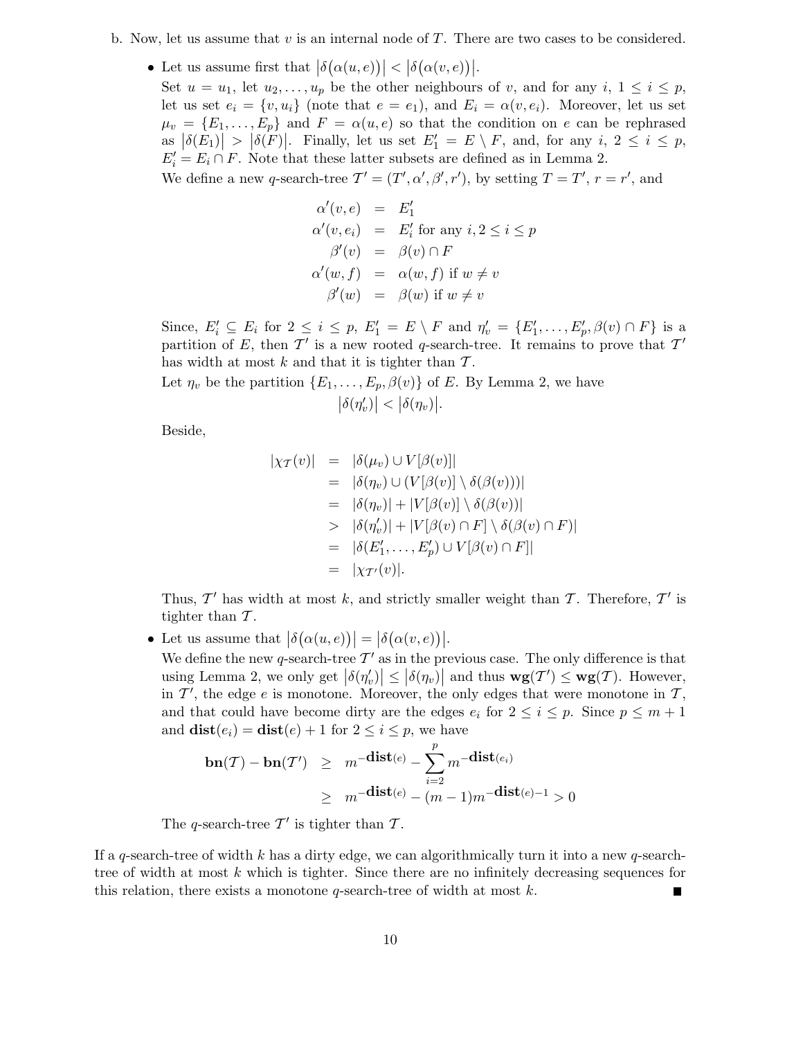b. Now, let us assume that $v$ is an internal node of $T$. There are two cases to be considered.

- Let us assume first that $|\delta(\alpha(u,e))| < |\delta(\alpha(v,e))|$.

  Set $u = u_1$, let $u_2, \ldots, u_p$ be the other neighbours of $v$, and for any $i$, $1 \le i \le p$, let us set $e_i = \{v, u_i\}$ (note that $e = e_1$), and $E_i = \alpha(v, e_i)$. Moreover, let us set $\mu_v = \{E_1, \ldots, E_p\}$ and $F = \alpha(u,e)$ so that the condition on $e$ can be rephrased as $|\delta(E_1)| > |\delta(F)|$. Finally, let us set $E'_1 = E \setminus F$, and, for any $i$, $2 \le i \le p$, $E'_i = E_i \cap F$. Note that these latter subsets are defined as in Lemma 2.

  We define a new $q$-search-tree $\mathcal{T}' = (T', \alpha', \beta', r')$, by setting $T = T'$, $r = r'$, and

  $$
  \begin{aligned}
  \alpha'(v,e) &= E'_1 \\
  \alpha'(v,e_i) &= E'_i \text{ for any } i, 2 \le i \le p \\
  \beta'(v) &= \beta(v) \cap F \\
  \alpha'(w,f) &= \alpha(w,f) \text{ if } w \neq v \\
  \beta'(w) &= \beta(w) \text{ if } w \neq v
  \end{aligned}
  $$

  Since, $E'_i \subseteq E_i$ for $2 \le i \le p$, $E'_1 = E \setminus F$ and $\eta'_v = \{E'_1, \ldots, E'_p, \beta(v) \cap F\}$ is a partition of $E$, then $\mathcal{T}'$ is a new rooted $q$-search-tree. It remains to prove that $\mathcal{T}'$ has width at most $k$ and that it is tighter than $\mathcal{T}$.

  Let $\eta_v$ be the partition $\{E_1, \ldots, E_p, \beta(v)\}$ of $E$. By Lemma 2, we have

  $$|\delta(\eta'_v)| < |\delta(\eta_v)|.$$

  Beside,

  $$
  \begin{aligned}
  |\chi_{\mathcal{T}}(v)| &= |\delta(\mu_v) \cup V[\beta(v)]| \\
  &= |\delta(\eta_v) \cup (V[\beta(v)] \setminus \delta(\beta(v)))| \\
  &= |\delta(\eta_v)| + |V[\beta(v)] \setminus \delta(\beta(v))| \\
  &> |\delta(\eta'_v)| + |V[\beta(v) \cap F] \setminus \delta(\beta(v) \cap F)| \\
  &= |\delta(E'_1, \ldots, E'_p) \cup V[\beta(v) \cap F]| \\
  &= |\chi_{\mathcal{T}'}(v)|.
  \end{aligned}
  $$

  Thus, $\mathcal{T}'$ has width at most $k$, and strictly smaller weight than $\mathcal{T}$. Therefore, $\mathcal{T}'$ is tighter than $\mathcal{T}$.

- Let us assume that $|\delta(\alpha(u,e))| = |\delta(\alpha(v,e))|$.

  We define the new $q$-search-tree $\mathcal{T}'$ as in the previous case. The only difference is that using Lemma 2, we only get $|\delta(\eta'_v)| \le |\delta(\eta_v)|$ and thus $\mathbf{wg}(\mathcal{T}') \le \mathbf{wg}(\mathcal{T})$. However, in $\mathcal{T}'$, the edge $e$ is monotone. Moreover, the only edges that were monotone in $\mathcal{T}$, and that could have become dirty are the edges $e_i$ for $2 \le i \le p$. Since $p \le m+1$ and $\mathbf{dist}(e_i) = \mathbf{dist}(e) + 1$ for $2 \le i \le p$, we have

  $$
  \begin{aligned}
  \mathbf{bn}(\mathcal{T}) - \mathbf{bn}(\mathcal{T}') &\ge m^{-\mathbf{dist}(e)} - \sum_{i=2}^{p} m^{-\mathbf{dist}(e_i)} \\
  &\ge m^{-\mathbf{dist}(e)} - (m-1)m^{-\mathbf{dist}(e)-1} > 0
  \end{aligned}
  $$

  The $q$-search-tree $\mathcal{T}'$ is tighter than $\mathcal{T}$.

If a $q$-search-tree of width $k$ has a dirty edge, we can algorithmically turn it into a new $q$-search-tree of width at most $k$ which is tighter. Since there are no infinitely decreasing sequences for this relation, there exists a monotone $q$-search-tree of width at most $k$. ∎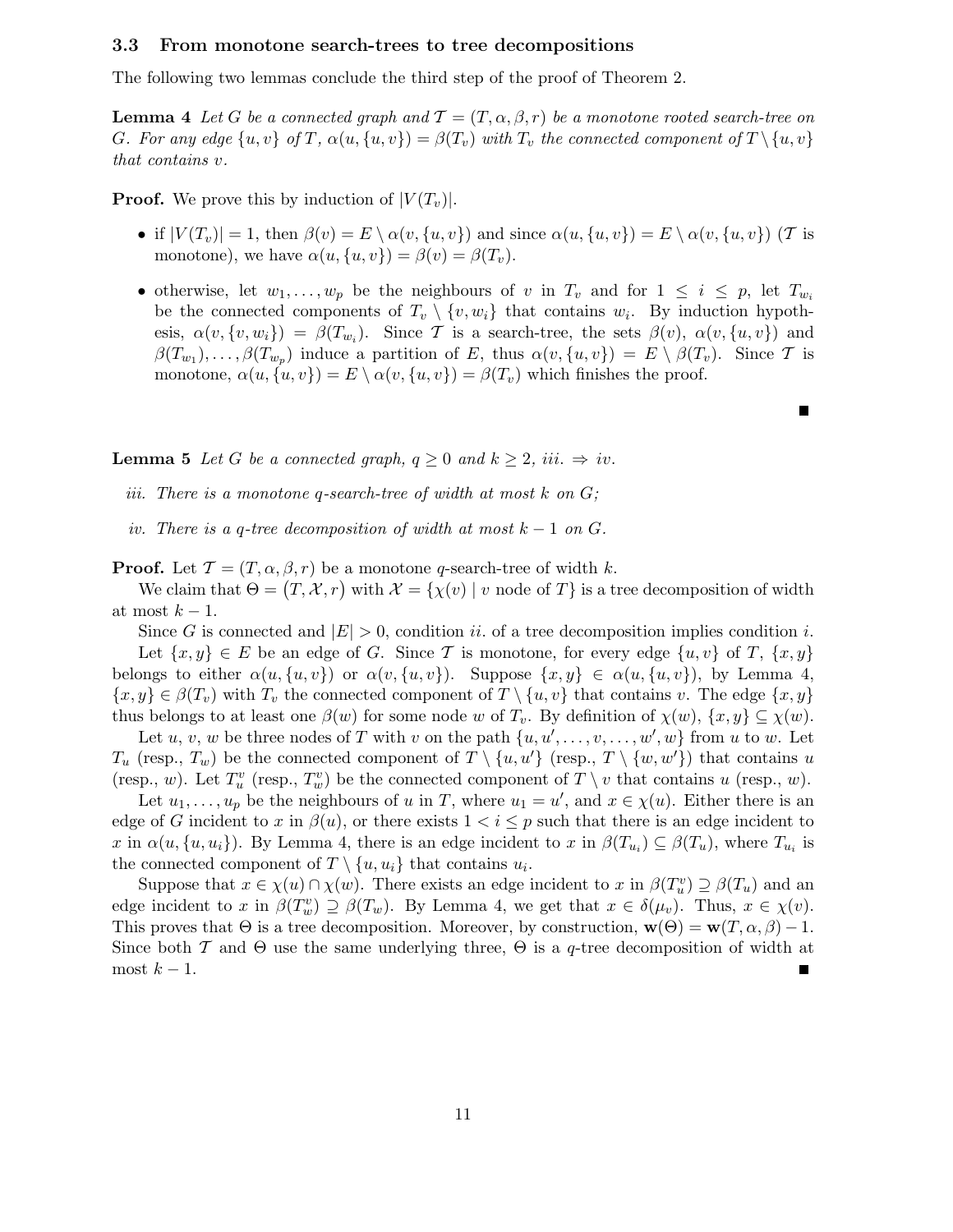### 3.3 From monotone search-trees to tree decompositions

The following two lemmas conclude the third step of the proof of Theorem 2.

**Lemma 4** *Let $G$ be a connected graph and $\mathcal{T} = (T, \alpha, \beta, r)$ be a monotone rooted search-tree on $G$. For any edge $\{u, v\}$ of $T$, $\alpha(u, \{u, v\}) = \beta(T_v)$ with $T_v$ the connected component of $T \setminus \{u, v\}$ that contains $v$.*

**Proof.** We prove this by induction of $|V(T_v)|$.

- if $|V(T_v)| = 1$, then $\beta(v) = E \setminus \alpha(v, \{u, v\})$ and since $\alpha(u, \{u, v\}) = E \setminus \alpha(v, \{u, v\})$ ($\mathcal{T}$ is monotone), we have $\alpha(u, \{u, v\}) = \beta(v) = \beta(T_v)$.
- otherwise, let $w_1, \ldots, w_p$ be the neighbours of $v$ in $T_v$ and for $1 \leq i \leq p$, let $T_{w_i}$ be the connected components of $T_v \setminus \{v, w_i\}$ that contains $w_i$. By induction hypothesis, $\alpha(v, \{v, w_i\}) = \beta(T_{w_i})$. Since $\mathcal{T}$ is a search-tree, the sets $\beta(v)$, $\alpha(v, \{u, v\})$ and $\beta(T_{w_1}), \ldots, \beta(T_{w_p})$ induce a partition of $E$, thus $\alpha(v, \{u, v\}) = E \setminus \beta(T_v)$. Since $\mathcal{T}$ is monotone, $\alpha(u, \{u, v\}) = E \setminus \alpha(v, \{u, v\}) = \beta(T_v)$ which finishes the proof.

■

**Lemma 5** *Let $G$ be a connected graph, $q \geq 0$ and $k \geq 2$, iii. $\Rightarrow$ iv.*

*iii. There is a monotone $q$-search-tree of width at most $k$ on $G$;*

*iv. There is a $q$-tree decomposition of width at most $k - 1$ on $G$.*

**Proof.** Let $\mathcal{T} = (T, \alpha, \beta, r)$ be a monotone $q$-search-tree of width $k$.

We claim that $\Theta = \big(T, \mathcal{X}, r\big)$ with $\mathcal{X} = \{\chi(v) \mid v \text{ node of } T\}$ is a tree decomposition of width at most $k - 1$.

Since $G$ is connected and $|E| > 0$, condition *ii.* of a tree decomposition implies condition *i.*

Let $\{x, y\} \in E$ be an edge of $G$. Since $\mathcal{T}$ is monotone, for every edge $\{u, v\}$ of $T$, $\{x, y\}$ belongs to either $\alpha(u, \{u, v\})$ or $\alpha(v, \{u, v\})$. Suppose $\{x, y\} \in \alpha(u, \{u, v\})$, by Lemma 4, $\{x, y\} \in \beta(T_v)$ with $T_v$ the connected component of $T \setminus \{u, v\}$ that contains $v$. The edge $\{x, y\}$ thus belongs to at least one $\beta(w)$ for some node $w$ of $T_v$. By definition of $\chi(w)$, $\{x, y\} \subseteq \chi(w)$.

Let $u$, $v$, $w$ be three nodes of $T$ with $v$ on the path $\{u, u', \ldots, v, \ldots, w', w\}$ from $u$ to $w$. Let $T_u$ (resp., $T_w$) be the connected component of $T \setminus \{u, u'\}$ (resp., $T \setminus \{w, w'\}$) that contains $u$ (resp., $w$). Let $T^v_u$ (resp., $T^v_w$) be the connected component of $T \setminus v$ that contains $u$ (resp., $w$).

Let $u_1, \ldots, u_p$ be the neighbours of $u$ in $T$, where $u_1 = u'$, and $x \in \chi(u)$. Either there is an edge of $G$ incident to $x$ in $\beta(u)$, or there exists $1 < i \leq p$ such that there is an edge incident to $x$ in $\alpha(u, \{u, u_i\})$. By Lemma 4, there is an edge incident to $x$ in $\beta(T_{u_i}) \subseteq \beta(T_u)$, where $T_{u_i}$ is the connected component of $T \setminus \{u, u_i\}$ that contains $u_i$.

Suppose that $x \in \chi(u) \cap \chi(w)$. There exists an edge incident to $x$ in $\beta(T^v_u) \supseteq \beta(T_u)$ and an edge incident to $x$ in $\beta(T^v_w) \supseteq \beta(T_w)$. By Lemma 4, we get that $x \in \delta(\mu_v)$. Thus, $x \in \chi(v)$. This proves that $\Theta$ is a tree decomposition. Moreover, by construction, $\mathbf{w}(\Theta) = \mathbf{w}(T, \alpha, \beta) - 1$. Since both $\mathcal{T}$ and $\Theta$ use the same underlying three, $\Theta$ is a $q$-tree decomposition of width at most $k - 1$. ■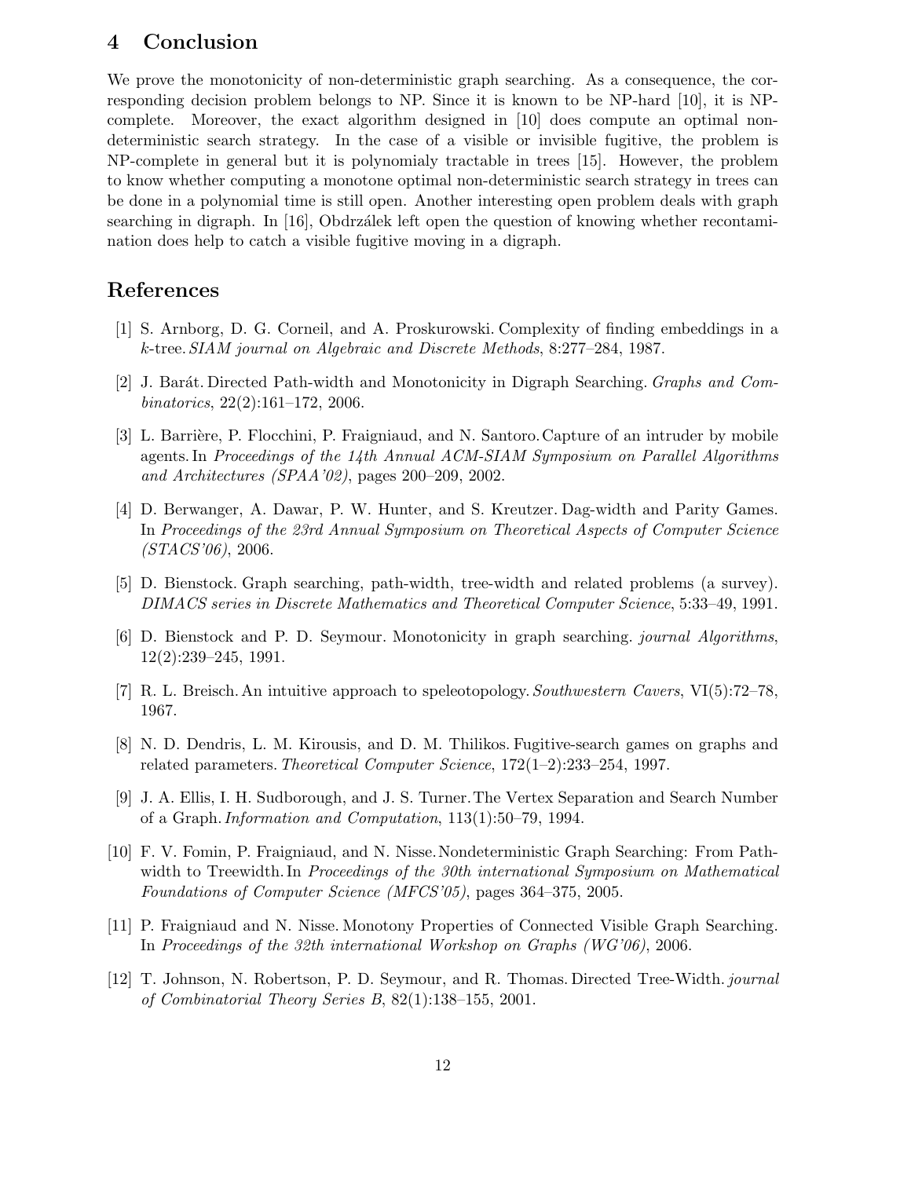## 4 Conclusion

We prove the monotonicity of non-deterministic graph searching. As a consequence, the corresponding decision problem belongs to NP. Since it is known to be NP-hard [10], it is NP-complete. Moreover, the exact algorithm designed in [10] does compute an optimal non-deterministic search strategy. In the case of a visible or invisible fugitive, the problem is NP-complete in general but it is polynomialy tractable in trees [15]. However, the problem to know whether computing a monotone optimal non-deterministic search strategy in trees can be done in a polynomial time is still open. Another interesting open problem deals with graph searching in digraph. In [16], Obdrzálek left open the question of knowing whether recontamination does help to catch a visible fugitive moving in a digraph.

## References

[1] S. Arnborg, D. G. Corneil, and A. Proskurowski. Complexity of finding embeddings in a $k$-tree. *SIAM journal on Algebraic and Discrete Methods*, 8:277–284, 1987.

[2] J. Barát. Directed Path-width and Monotonicity in Digraph Searching. *Graphs and Combinatorics*, 22(2):161–172, 2006.

[3] L. Barrière, P. Flocchini, P. Fraigniaud, and N. Santoro. Capture of an intruder by mobile agents. In *Proceedings of the 14th Annual ACM-SIAM Symposium on Parallel Algorithms and Architectures (SPAA'02)*, pages 200–209, 2002.

[4] D. Berwanger, A. Dawar, P. W. Hunter, and S. Kreutzer. Dag-width and Parity Games. In *Proceedings of the 23rd Annual Symposium on Theoretical Aspects of Computer Science (STACS'06)*, 2006.

[5] D. Bienstock. Graph searching, path-width, tree-width and related problems (a survey). *DIMACS series in Discrete Mathematics and Theoretical Computer Science*, 5:33–49, 1991.

[6] D. Bienstock and P. D. Seymour. Monotonicity in graph searching. *journal Algorithms*, 12(2):239–245, 1991.

[7] R. L. Breisch. An intuitive approach to speleotopology. *Southwestern Cavers*, VI(5):72–78, 1967.

[8] N. D. Dendris, L. M. Kirousis, and D. M. Thilikos. Fugitive-search games on graphs and related parameters. *Theoretical Computer Science*, 172(1–2):233–254, 1997.

[9] J. A. Ellis, I. H. Sudborough, and J. S. Turner. The Vertex Separation and Search Number of a Graph. *Information and Computation*, 113(1):50–79, 1994.

[10] F. V. Fomin, P. Fraigniaud, and N. Nisse. Nondeterministic Graph Searching: From Pathwidth to Treewidth. In *Proceedings of the 30th international Symposium on Mathematical Foundations of Computer Science (MFCS'05)*, pages 364–375, 2005.

[11] P. Fraigniaud and N. Nisse. Monotony Properties of Connected Visible Graph Searching. In *Proceedings of the 32th international Workshop on Graphs (WG'06)*, 2006.

[12] T. Johnson, N. Robertson, P. D. Seymour, and R. Thomas. Directed Tree-Width. *journal of Combinatorial Theory Series B*, 82(1):138–155, 2001.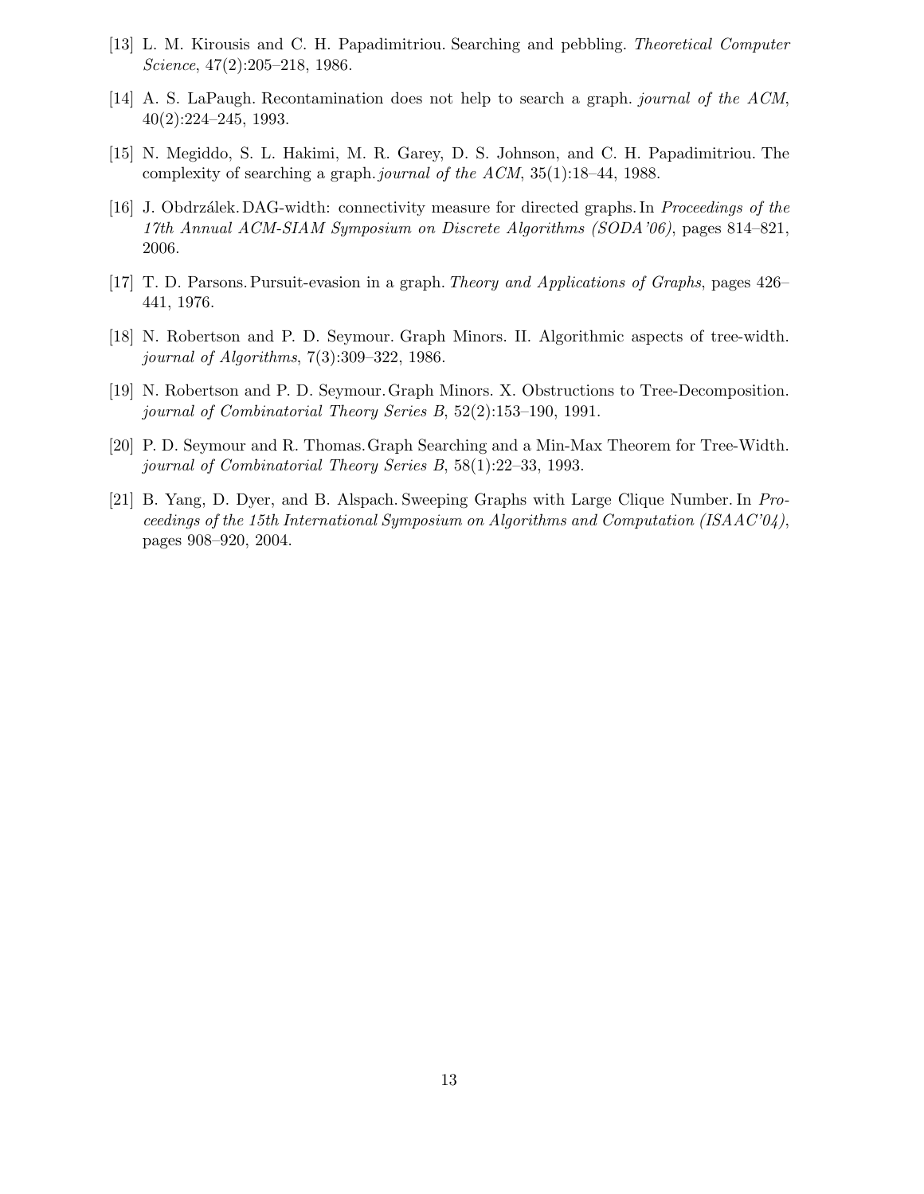[13] L. M. Kirousis and C. H. Papadimitriou. Searching and pebbling. *Theoretical Computer Science*, 47(2):205–218, 1986.

[14] A. S. LaPaugh. Recontamination does not help to search a graph. *journal of the ACM*, 40(2):224–245, 1993.

[15] N. Megiddo, S. L. Hakimi, M. R. Garey, D. S. Johnson, and C. H. Papadimitriou. The complexity of searching a graph. *journal of the ACM*, 35(1):18–44, 1988.

[16] J. Obdrzálek. DAG-width: connectivity measure for directed graphs. In *Proceedings of the 17th Annual ACM-SIAM Symposium on Discrete Algorithms (SODA'06)*, pages 814–821, 2006.

[17] T. D. Parsons. Pursuit-evasion in a graph. *Theory and Applications of Graphs*, pages 426–441, 1976.

[18] N. Robertson and P. D. Seymour. Graph Minors. II. Algorithmic aspects of tree-width. *journal of Algorithms*, 7(3):309–322, 1986.

[19] N. Robertson and P. D. Seymour. Graph Minors. X. Obstructions to Tree-Decomposition. *journal of Combinatorial Theory Series B*, 52(2):153–190, 1991.

[20] P. D. Seymour and R. Thomas. Graph Searching and a Min-Max Theorem for Tree-Width. *journal of Combinatorial Theory Series B*, 58(1):22–33, 1993.

[21] B. Yang, D. Dyer, and B. Alspach. Sweeping Graphs with Large Clique Number. In *Proceedings of the 15th International Symposium on Algorithms and Computation (ISAAC'04)*, pages 908–920, 2004.